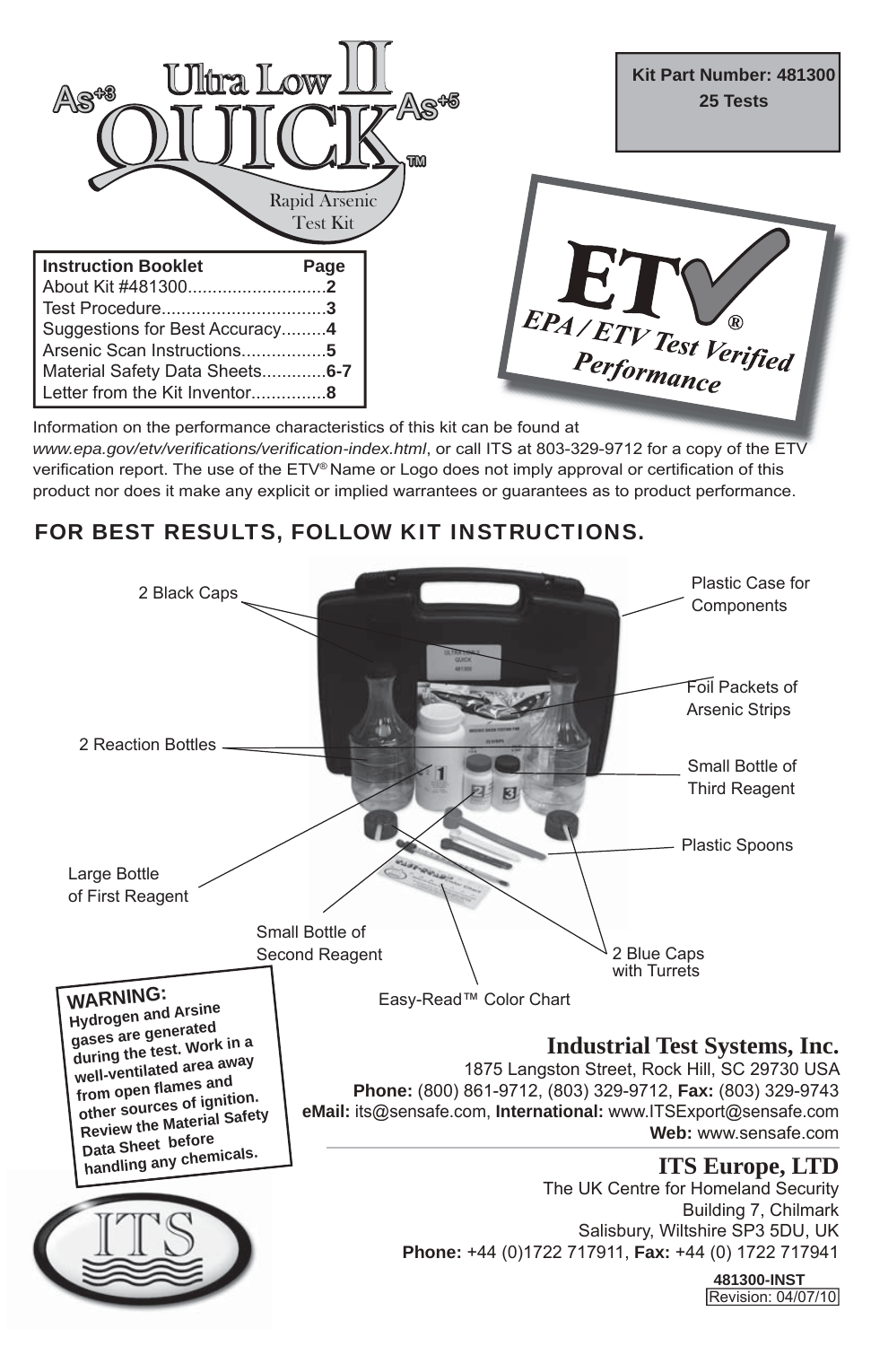# Ultra Low II QUICK™

$As^{+3}$ $As^{+5}$

Rapid Arsenic Test Kit

**Kit Part Number: 481300**
**25 Tests**

| **Instruction Booklet** | **Page** |
| --- | --- |
| About Kit #481300 | **2** |
| Test Procedure | **3** |
| Suggestions for Best Accuracy | **4** |
| Arsenic Scan Instructions | **5** |
| Material Safety Data Sheets | **6-7** |
| Letter from the Kit Inventor | **8** |

**ETV®**
*EPA / ETV Test Verified Performance*

Information on the performance characteristics of this kit can be found at *www.epa.gov/etv/verifications/verification-index.html*, or call ITS at 803-329-9712 for a copy of the ETV verification report. The use of the ETV® Name or Logo does not imply approval or certification of this product nor does it make any explicit or implied warrantees or guarantees as to product performance.

## FOR BEST RESULTS, FOLLOW KIT INSTRUCTIONS.

- 2 Black Caps
- Plastic Case for Components
- Foil Packets of Arsenic Strips
- 2 Reaction Bottles
- Small Bottle of Third Reagent
- Plastic Spoons
- Large Bottle of First Reagent
- Small Bottle of Second Reagent
- 2 Blue Caps with Turrets
- Easy-Read™ Color Chart

**WARNING:**
**Hydrogen and Arsine gases are generated during the test. Work in a well-ventilated area away from open flames and other sources of ignition. Review the Material Safety Data Sheet before handling any chemicals.**

## Industrial Test Systems, Inc.

1875 Langston Street, Rock Hill, SC 29730 USA
**Phone:** (800) 861-9712, (803) 329-9712, **Fax:** (803) 329-9743
**eMail:** its@sensafe.com, **International:** www.ITSExport@sensafe.com
**Web:** www.sensafe.com

## ITS Europe, LTD

The UK Centre for Homeland Security
Building 7, Chilmark
Salisbury, Wiltshire SP3 5DU, UK
**Phone:** +44 (0)1722 717911, **Fax:** +44 (0) 1722 717941

ITS

**481300-INST**
Revision: 04/07/10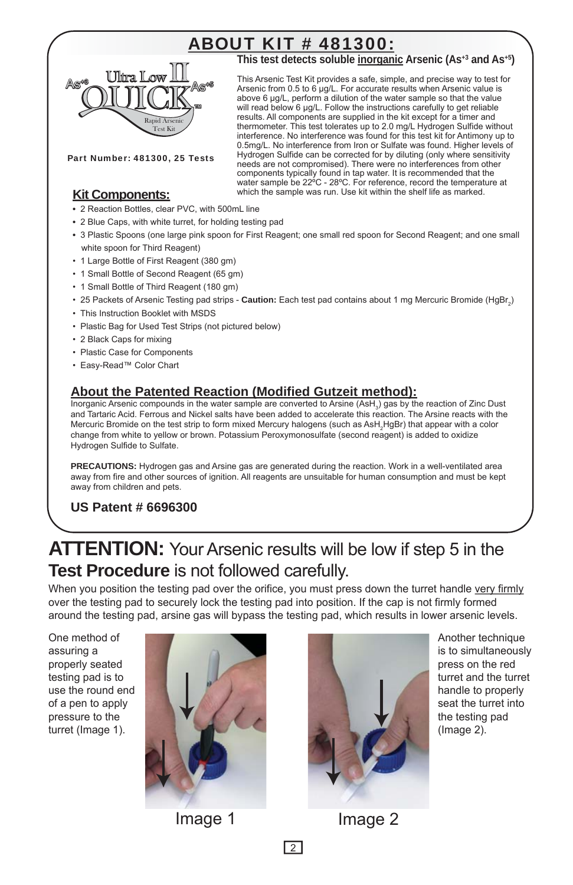# ABOUT KIT # 481300:

**This test detects soluble inorganic Arsenic ($As^{+3}$ and $As^{+5}$)**

Part Number: 481300, 25 Tests

This Arsenic Test Kit provides a safe, simple, and precise way to test for Arsenic from 0.5 to 6 µg/L. For accurate results when Arsenic value is above 6 µg/L, perform a dilution of the water sample so that the value will read below 6 µg/L. Follow the instructions carefully to get reliable results. All components are supplied in the kit except for a timer and thermometer. This test tolerates up to 2.0 mg/L Hydrogen Sulfide without interference. No interference was found for this test kit for Antimony up to 0.5mg/L. No interference from Iron or Sulfate was found. Higher levels of Hydrogen Sulfide can be corrected for by diluting (only where sensitivity needs are not compromised). There were no interferences from other components typically found in tap water. It is recommended that the water sample be 22ºC - 28ºC. For reference, record the temperature at which the sample was run. Use kit within the shelf life as marked.

## Kit Components:

- 2 Reaction Bottles, clear PVC, with 500mL line
- 2 Blue Caps, with white turret, for holding testing pad
- 3 Plastic Spoons (one large pink spoon for First Reagent; one small red spoon for Second Reagent; and one small white spoon for Third Reagent)
- 1 Large Bottle of First Reagent (380 gm)
- 1 Small Bottle of Second Reagent (65 gm)
- 1 Small Bottle of Third Reagent (180 gm)
- 25 Packets of Arsenic Testing pad strips - **Caution:** Each test pad contains about 1 mg Mercuric Bromide ($HgBr_2$)
- This Instruction Booklet with MSDS
- Plastic Bag for Used Test Strips (not pictured below)
- 2 Black Caps for mixing
- Plastic Case for Components
- Easy-Read™ Color Chart

## About the Patented Reaction (Modified Gutzeit method):

Inorganic Arsenic compounds in the water sample are converted to Arsine ($AsH_3$) gas by the reaction of Zinc Dust and Tartaric Acid. Ferrous and Nickel salts have been added to accelerate this reaction. The Arsine reacts with the Mercuric Bromide on the test strip to form mixed Mercury halogens (such as $AsH_2HgBr$) that appear with a color change from white to yellow or brown. Potassium Peroxymonosulfate (second reagent) is added to oxidize Hydrogen Sulfide to Sulfate.

**PRECAUTIONS:** Hydrogen gas and Arsine gas are generated during the reaction. Work in a well-ventilated area away from fire and other sources of ignition. All reagents are unsuitable for human consumption and must be kept away from children and pets.

**US Patent # 6696300**

# ATTENTION: Your Arsenic results will be low if step 5 in the Test Procedure is not followed carefully.

When you position the testing pad over the orifice, you must press down the turret handle very firmly over the testing pad to securely lock the testing pad into position. If the cap is not firmly formed around the testing pad, arsine gas will bypass the testing pad, which results in lower arsenic levels.

One method of assuring a properly seated testing pad is to use the round end of a pen to apply pressure to the turret (Image 1).

Image 1

Image 2

Another technique is to simultaneously press on the red turret and the turret handle to properly seat the turret into the testing pad (Image 2).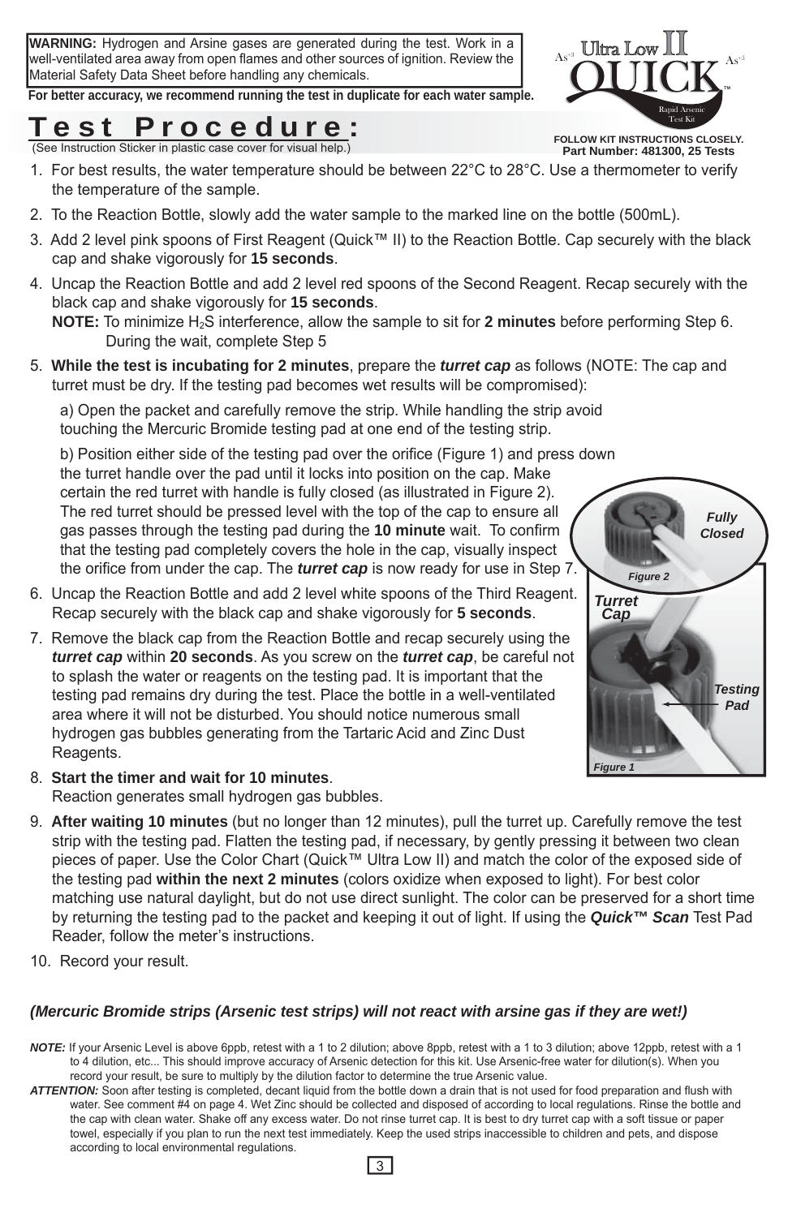**WARNING:** Hydrogen and Arsine gases are generated during the test. Work in a well-ventilated area away from open flames and other sources of ignition. Review the Material Safety Data Sheet before handling any chemicals.

**For better accuracy, we recommend running the test in duplicate for each water sample.**

Ultra Low II QUICK™ Rapid Arsenic Test Kit

**FOLLOW KIT INSTRUCTIONS CLOSELY.**
**Part Number: 481300, 25 Tests**

# Test Procedure:

(See Instruction Sticker in plastic case cover for visual help.)

1. For best results, the water temperature should be between 22°C to 28°C. Use a thermometer to verify the temperature of the sample.
2. To the Reaction Bottle, slowly add the water sample to the marked line on the bottle (500mL).
3. Add 2 level pink spoons of First Reagent (Quick™ II) to the Reaction Bottle. Cap securely with the black cap and shake vigorously for **15 seconds**.
4. Uncap the Reaction Bottle and add 2 level red spoons of the Second Reagent. Recap securely with the black cap and shake vigorously for **15 seconds**.
   **NOTE:** To minimize $H_2S$ interference, allow the sample to sit for **2 minutes** before performing Step 6. During the wait, complete Step 5
5. **While the test is incubating for 2 minutes**, prepare the ***turret cap*** as follows (NOTE: The cap and turret must be dry. If the testing pad becomes wet results will be compromised):

   a) Open the packet and carefully remove the strip. While handling the strip avoid touching the Mercuric Bromide testing pad at one end of the testing strip.

   b) Position either side of the testing pad over the orifice (Figure 1) and press down the turret handle over the pad until it locks into position on the cap. Make certain the red turret with handle is fully closed (as illustrated in Figure 2). The red turret should be pressed level with the top of the cap to ensure all gas passes through the testing pad during the **10 minute** wait. To confirm that the testing pad completely covers the hole in the cap, visually inspect the orifice from under the cap. The ***turret cap*** is now ready for use in Step 7.
6. Uncap the Reaction Bottle and add 2 level white spoons of the Third Reagent. Recap securely with the black cap and shake vigorously for **5 seconds**.
7. Remove the black cap from the Reaction Bottle and recap securely using the ***turret cap*** within **20 seconds**. As you screw on the ***turret cap***, be careful not to splash the water or reagents on the testing pad. It is important that the testing pad remains dry during the test. Place the bottle in a well-ventilated area where it will not be disturbed. You should notice numerous small hydrogen gas bubbles generating from the Tartaric Acid and Zinc Dust Reagents.
8. **Start the timer and wait for 10 minutes**.
   Reaction generates small hydrogen gas bubbles.
9. **After waiting 10 minutes** (but no longer than 12 minutes), pull the turret up. Carefully remove the test strip with the testing pad. Flatten the testing pad, if necessary, by gently pressing it between two clean pieces of paper. Use the Color Chart (Quick™ Ultra Low II) and match the color of the exposed side of the testing pad **within the next 2 minutes** (colors oxidize when exposed to light). For best color matching use natural daylight, but do not use direct sunlight. The color can be preserved for a short time by returning the testing pad to the packet and keeping it out of light. If using the ***Quick™ Scan*** Test Pad Reader, follow the meter's instructions.
10. Record your result.

Fully Closed

*Figure 2*

Turret Cap

Testing Pad

*Figure 1*

***(Mercuric Bromide strips (Arsenic test strips) will not react with arsine gas if they are wet!)***

***NOTE:*** If your Arsenic Level is above 6ppb, retest with a 1 to 2 dilution; above 8ppb, retest with a 1 to 3 dilution; above 12ppb, retest with a 1 to 4 dilution, etc... This should improve accuracy of Arsenic detection for this kit. Use Arsenic-free water for dilution(s). When you record your result, be sure to multiply by the dilution factor to determine the true Arsenic value.

***ATTENTION:*** Soon after testing is completed, decant liquid from the bottle down a drain that is not used for food preparation and flush with water. See comment #4 on page 4. Wet Zinc should be collected and disposed of according to local regulations. Rinse the bottle and the cap with clean water. Shake off any excess water. Do not rinse turret cap. It is best to dry turret cap with a soft tissue or paper towel, especially if you plan to run the next test immediately. Keep the used strips inaccessible to children and pets, and dispose according to local environmental regulations.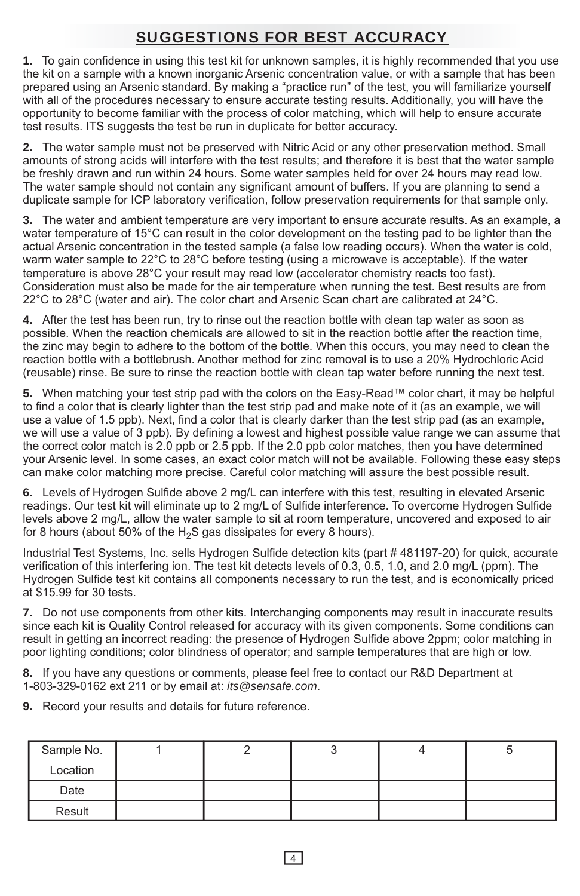## SUGGESTIONS FOR BEST ACCURACY

**1.** To gain confidence in using this test kit for unknown samples, it is highly recommended that you use the kit on a sample with a known inorganic Arsenic concentration value, or with a sample that has been prepared using an Arsenic standard. By making a “practice run” of the test, you will familiarize yourself with all of the procedures necessary to ensure accurate testing results. Additionally, you will have the opportunity to become familiar with the process of color matching, which will help to ensure accurate test results. ITS suggests the test be run in duplicate for better accuracy.

**2.** The water sample must not be preserved with Nitric Acid or any other preservation method. Small amounts of strong acids will interfere with the test results; and therefore it is best that the water sample be freshly drawn and run within 24 hours. Some water samples held for over 24 hours may read low. The water sample should not contain any significant amount of buffers. If you are planning to send a duplicate sample for ICP laboratory verification, follow preservation requirements for that sample only.

**3.** The water and ambient temperature are very important to ensure accurate results. As an example, a water temperature of 15°C can result in the color development on the testing pad to be lighter than the actual Arsenic concentration in the tested sample (a false low reading occurs). When the water is cold, warm water sample to 22°C to 28°C before testing (using a microwave is acceptable). If the water temperature is above 28°C your result may read low (accelerator chemistry reacts too fast). Consideration must also be made for the air temperature when running the test. Best results are from 22°C to 28°C (water and air). The color chart and Arsenic Scan chart are calibrated at 24°C.

**4.** After the test has been run, try to rinse out the reaction bottle with clean tap water as soon as possible. When the reaction chemicals are allowed to sit in the reaction bottle after the reaction time, the zinc may begin to adhere to the bottom of the bottle. When this occurs, you may need to clean the reaction bottle with a bottlebrush. Another method for zinc removal is to use a 20% Hydrochloric Acid (reusable) rinse. Be sure to rinse the reaction bottle with clean tap water before running the next test.

**5.** When matching your test strip pad with the colors on the Easy-Read™ color chart, it may be helpful to find a color that is clearly lighter than the test strip pad and make note of it (as an example, we will use a value of 1.5 ppb). Next, find a color that is clearly darker than the test strip pad (as an example, we will use a value of 3 ppb). By defining a lowest and highest possible value range we can assume that the correct color match is 2.0 ppb or 2.5 ppb. If the 2.0 ppb color matches, then you have determined your Arsenic level. In some cases, an exact color match will not be available. Following these easy steps can make color matching more precise. Careful color matching will assure the best possible result.

**6.** Levels of Hydrogen Sulfide above 2 mg/L can interfere with this test, resulting in elevated Arsenic readings. Our test kit will eliminate up to 2 mg/L of Sulfide interference. To overcome Hydrogen Sulfide levels above 2 mg/L, allow the water sample to sit at room temperature, uncovered and exposed to air for 8 hours (about 50% of the $H_2S$ gas dissipates for every 8 hours).

Industrial Test Systems, Inc. sells Hydrogen Sulfide detection kits (part # 481197-20) for quick, accurate verification of this interfering ion. The test kit detects levels of 0.3, 0.5, 1.0, and 2.0 mg/L (ppm). The Hydrogen Sulfide test kit contains all components necessary to run the test, and is economically priced at $15.99 for 30 tests.

**7.** Do not use components from other kits. Interchanging components may result in inaccurate results since each kit is Quality Control released for accuracy with its given components. Some conditions can result in getting an incorrect reading: the presence of Hydrogen Sulfide above 2ppm; color matching in poor lighting conditions; color blindness of operator; and sample temperatures that are high or low.

**8.** If you have any questions or comments, please feel free to contact our R&D Department at 1-803-329-0162 ext 211 or by email at: *its@sensafe.com*.

**9.** Record your results and details for future reference.

| Sample No. | 1 | 2 | 3 | 4 | 5 |
|---|---|---|---|---|---|
| Location | | | | | |
| Date | | | | | |
| Result | | | | | |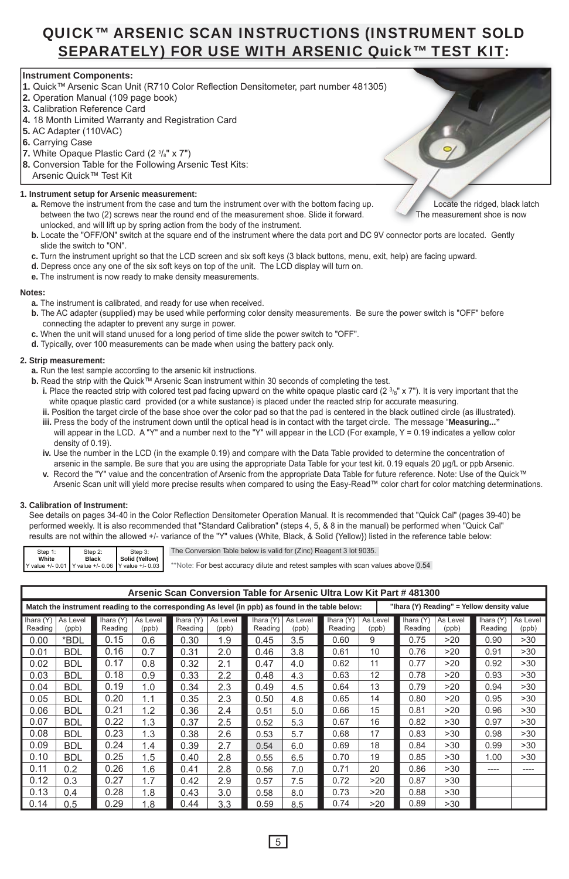# QUICK™ ARSENIC SCAN INSTRUCTIONS (INSTRUMENT SOLD SEPARATELY) FOR USE WITH ARSENIC Quick™ TEST KIT:

**Instrument Components:**

**1.** Quick™ Arsenic Scan Unit (R710 Color Reflection Densitometer, part number 481305)
**2.** Operation Manual (109 page book)
**3.** Calibration Reference Card
**4.** 18 Month Limited Warranty and Registration Card
**5.** AC Adapter (110VAC)
**6.** Carrying Case
**7.** White Opaque Plastic Card (2 3/8" x 7")
**8.** Conversion Table for the Following Arsenic Test Kits:
Arsenic Quick™ Test Kit

**1. Instrument setup for Arsenic measurement:**

**a.** Remove the instrument from the case and turn the instrument over with the bottom facing up. Locate the ridged, black latch between the two (2) screws near the round end of the measurement shoe. Slide it forward. The measurement shoe is now unlocked, and will lift up by spring action from the body of the instrument.

**b.** Locate the "OFF/ON" switch at the square end of the instrument where the data port and DC 9V connector ports are located. Gently slide the switch to "ON".

**c.** Turn the instrument upright so that the LCD screen and six soft keys (3 black buttons, menu, exit, help) are facing upward.

**d.** Depress once any one of the six soft keys on top of the unit. The LCD display will turn on.

**e.** The instrument is now ready to make density measurements.

**Notes:**

**a.** The instrument is calibrated, and ready for use when received.

**b.** The AC adapter (supplied) may be used while performing color density measurements. Be sure the power switch is "OFF" before connecting the adapter to prevent any surge in power.

**c.** When the unit will stand unused for a long period of time slide the power switch to "OFF".

**d.** Typically, over 100 measurements can be made when using the battery pack only.

**2. Strip measurement:**

**a.** Run the test sample according to the arsenic kit instructions.

**b.** Read the strip with the Quick™ Arsenic Scan instrument within 30 seconds of completing the test.

**i.** Place the reacted strip with colored test pad facing upward on the white opaque plastic card (2 3/8" x 7"). It is very important that the white opaque plastic card provided (or a white sustance) is placed under the reacted strip for accurate measuring.

**ii.** Position the target circle of the base shoe over the color pad so that the pad is centered in the black outlined circle (as illustrated).

**iii.** Press the body of the instrument down until the optical head is in contact with the target circle. The message "**Measuring...**" will appear in the LCD. A "Y" and a number next to the "Y" will appear in the LCD (For example, Y = 0.19 indicates a yellow color density of 0.19).

**iv.** Use the number in the LCD (in the example 0.19) and compare with the Data Table provided to determine the concentration of arsenic in the sample. Be sure that you are using the appropriate Data Table for your test kit. 0.19 equals 20 µg/L or ppb Arsenic.

**v.** Record the "Y" value and the concentration of Arsenic from the appropriate Data Table for future reference. Note: Use of the Quick™ Arsenic Scan unit will yield more precise results when compared to using the Easy-Read™ color chart for color matching determinations.

**3. Calibration of Instrument:**

See details on pages 34-40 in the Color Reflection Densitometer Operation Manual. It is recommended that "Quick Cal" (pages 39-40) be performed weekly. It is also recommended that "Standard Calibration" (steps 4, 5, & 8 in the manual) be performed when "Quick Cal" results are not within the allowed +/- variance of the "Y" values (White, Black, & Solid {Yellow}) listed in the reference table below:

| Step 1: **White** | Step 2: **Black** | Step 3: **Solid (Yellow)** |
|---|---|---|
| Y value +/- 0.01 | Y value +/- 0.06 | Y value +/- 0.03 |

The Conversion Table below is valid for (Zinc) Reagent 3 lot 9035.

**Note: For best accuracy dilute and retest samples with scan values above 0.54

**Arsenic Scan Conversion Table for Arsenic Ultra Low Kit Part # 481300**

Match the instrument reading to the corresponding As level (in ppb) as found in the table below: "Ihara (Y) Reading" = Yellow density value

| Ihara (Y) Reading | As Level (ppb) | Ihara (Y) Reading | As Level (ppb) | Ihara (Y) Reading | As Level (ppb) | Ihara (Y) Reading | As Level (ppb) | Ihara (Y) Reading | As Level (ppb) | Ihara (Y) Reading | As Level (ppb) | Ihara (Y) Reading | As Level (ppb) |
|---|---|---|---|---|---|---|---|---|---|---|---|---|---|
| 0.00 | *BDL | 0.15 | 0.6 | 0.30 | 1.9 | 0.45 | 3.5 | 0.60 | 9 | 0.75 | >20 | 0.90 | >30 |
| 0.01 | BDL | 0.16 | 0.7 | 0.31 | 2.0 | 0.46 | 3.8 | 0.61 | 10 | 0.76 | >20 | 0.91 | >30 |
| 0.02 | BDL | 0.17 | 0.8 | 0.32 | 2.1 | 0.47 | 4.0 | 0.62 | 11 | 0.77 | >20 | 0.92 | >30 |
| 0.03 | BDL | 0.18 | 0.9 | 0.33 | 2.2 | 0.48 | 4.3 | 0.63 | 12 | 0.78 | >20 | 0.93 | >30 |
| 0.04 | BDL | 0.19 | 1.0 | 0.34 | 2.3 | 0.49 | 4.5 | 0.64 | 13 | 0.79 | >20 | 0.94 | >30 |
| 0.05 | BDL | 0.20 | 1.1 | 0.35 | 2.3 | 0.50 | 4.8 | 0.65 | 14 | 0.80 | >20 | 0.95 | >30 |
| 0.06 | BDL | 0.21 | 1.2 | 0.36 | 2.4 | 0.51 | 5.0 | 0.66 | 15 | 0.81 | >20 | 0.96 | >30 |
| 0.07 | BDL | 0.22 | 1.3 | 0.37 | 2.5 | 0.52 | 5.3 | 0.67 | 16 | 0.82 | >30 | 0.97 | >30 |
| 0.08 | BDL | 0.23 | 1.3 | 0.38 | 2.6 | 0.53 | 5.7 | 0.68 | 17 | 0.83 | >30 | 0.98 | >30 |
| 0.09 | BDL | 0.24 | 1.4 | 0.39 | 2.7 | 0.54 | 6.0 | 0.69 | 18 | 0.84 | >30 | 0.99 | >30 |
| 0.10 | BDL | 0.25 | 1.5 | 0.40 | 2.8 | 0.55 | 6.5 | 0.70 | 19 | 0.85 | >30 | 1.00 | >30 |
| 0.11 | 0.2 | 0.26 | 1.6 | 0.41 | 2.8 | 0.56 | 7.0 | 0.71 | 20 | 0.86 | >30 | ---- | ---- |
| 0.12 | 0.3 | 0.27 | 1.7 | 0.42 | 2.9 | 0.57 | 7.5 | 0.72 | >20 | 0.87 | >30 | | |
| 0.13 | 0.4 | 0.28 | 1.8 | 0.43 | 3.0 | 0.58 | 8.0 | 0.73 | >20 | 0.88 | >30 | | |
| 0.14 | 0.5 | 0.29 | 1.8 | 0.44 | 3.3 | 0.59 | 8.5 | 0.74 | >20 | 0.89 | >30 | | |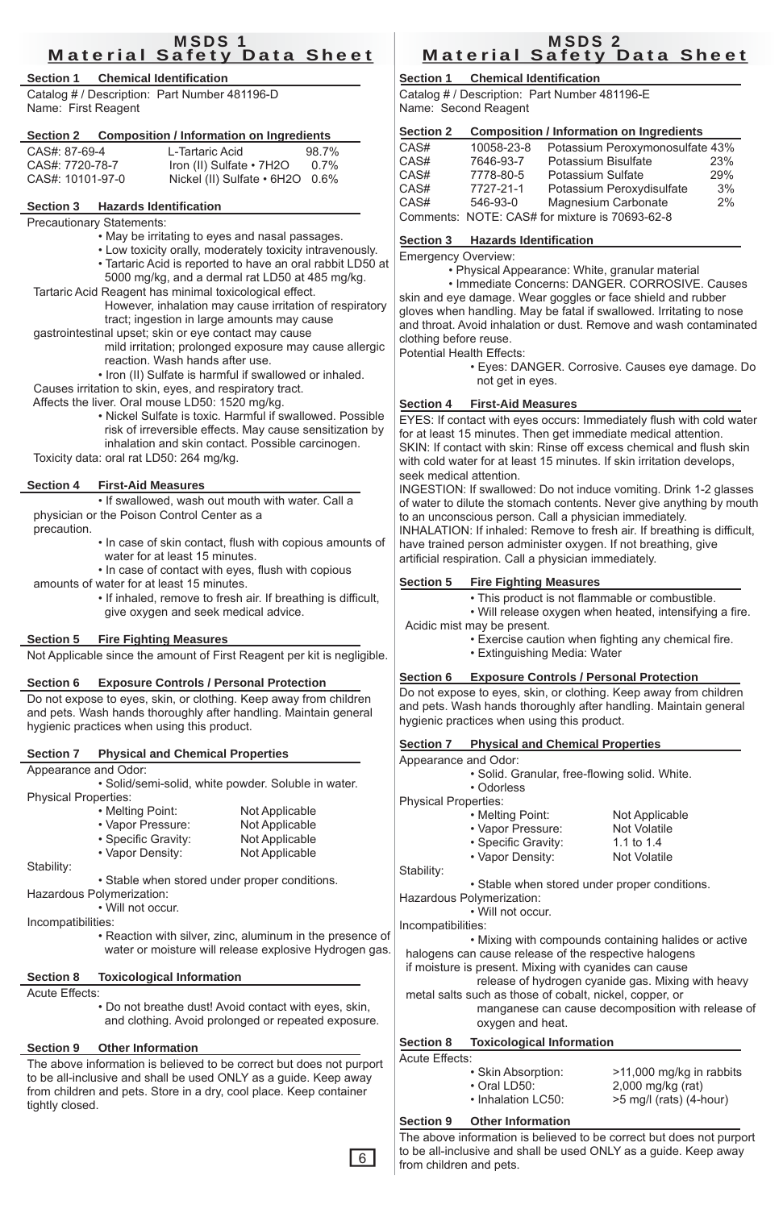# MSDS 1
## Material Safety Data Sheet

### Section 1 Chemical Identification

Catalog # / Description: Part Number 481196-D
Name: First Reagent

### Section 2 Composition / Information on Ingredients

| | | |
|---|---|---|
| CAS#: 87-69-4 | L-Tartaric Acid | 98.7% |
| CAS#: 7720-78-7 | Iron (II) Sulfate • 7H2O | 0.7% |
| CAS#: 10101-97-0 | Nickel (II) Sulfate • 6H2O | 0.6% |

### Section 3 Hazards Identification

Precautionary Statements:

- May be irritating to eyes and nasal passages.
- Low toxicity orally, moderately toxicity intravenously.
- Tartaric Acid is reported to have an oral rabbit LD50 at 5000 mg/kg, and a dermal rat LD50 at 485 mg/kg.

Tartaric Acid Reagent has minimal toxicological effect. However, inhalation may cause irritation of respiratory tract; ingestion in large amounts may cause gastrointestinal upset; skin or eye contact may cause mild irritation; prolonged exposure may cause allergic reaction. Wash hands after use.

- Iron (II) Sulfate is harmful if swallowed or inhaled.

Causes irritation to skin, eyes, and respiratory tract. Affects the liver. Oral mouse LD50: 1520 mg/kg.

- Nickel Sulfate is toxic. Harmful if swallowed. Possible risk of irreversible effects. May cause sensitization by inhalation and skin contact. Possible carcinogen.

Toxicity data: oral rat LD50: 264 mg/kg.

### Section 4 First-Aid Measures

- If swallowed, wash out mouth with water. Call a physician or the Poison Control Center as a precaution.
- In case of skin contact, flush with copious amounts of water for at least 15 minutes.
- In case of contact with eyes, flush with copious amounts of water for at least 15 minutes.
- If inhaled, remove to fresh air. If breathing is difficult, give oxygen and seek medical advice.

### Section 5 Fire Fighting Measures

Not Applicable since the amount of First Reagent per kit is negligible.

### Section 6 Exposure Controls / Personal Protection

Do not expose to eyes, skin, or clothing. Keep away from children and pets. Wash hands thoroughly after handling. Maintain general hygienic practices when using this product.

### Section 7 Physical and Chemical Properties

Appearance and Odor:

- Solid/semi-solid, white powder. Soluble in water.

Physical Properties:

| | |
|---|---|
| • Melting Point: | Not Applicable |
| • Vapor Pressure: | Not Applicable |
| • Specific Gravity: | Not Applicable |
| • Vapor Density: | Not Applicable |

Stability:

- Stable when stored under proper conditions.

Hazardous Polymerization:

- Will not occur.

Incompatibilities:

- Reaction with silver, zinc, aluminum in the presence of water or moisture will release explosive Hydrogen gas.

### Section 8 Toxicological Information

Acute Effects:

- Do not breathe dust! Avoid contact with eyes, skin, and clothing. Avoid prolonged or repeated exposure.

### Section 9 Other Information

The above information is believed to be correct but does not purport to be all-inclusive and shall be used ONLY as a guide. Keep away from children and pets. Store in a dry, cool place. Keep container tightly closed.

# MSDS 2
## Material Safety Data Sheet

### Section 1 Chemical Identification

Catalog # / Description: Part Number 481196-E
Name: Second Reagent

### Section 2 Composition / Information on Ingredients

| | | | |
|---|---|---|---|
| CAS# | 10058-23-8 | Potassium Peroxymonosulfate | 43% |
| CAS# | 7646-93-7 | Potassium Bisulfate | 23% |
| CAS# | 7778-80-5 | Potassium Sulfate | 29% |
| CAS# | 7727-21-1 | Potassium Peroxydisulfate | 3% |
| CAS# | 546-93-0 | Magnesium Carbonate | 2% |

Comments: NOTE: CAS# for mixture is 70693-62-8

### Section 3 Hazards Identification

Emergency Overview:

- Physical Appearance: White, granular material
- Immediate Concerns: DANGER. CORROSIVE. Causes skin and eye damage. Wear goggles or face shield and rubber gloves when handling. May be fatal if swallowed. Irritating to nose and throat. Avoid inhalation or dust. Remove and wash contaminated clothing before reuse.

Potential Health Effects:

- Eyes: DANGER. Corrosive. Causes eye damage. Do not get in eyes.

### Section 4 First-Aid Measures

EYES: If contact with eyes occurs: Immediately flush with cold water for at least 15 minutes. Then get immediate medical attention.
SKIN: If contact with skin: Rinse off excess chemical and flush skin with cold water for at least 15 minutes. If skin irritation develops, seek medical attention.
INGESTION: If swallowed: Do not induce vomiting. Drink 1-2 glasses of water to dilute the stomach contents. Never give anything by mouth to an unconscious person. Call a physician immediately.
INHALATION: If inhaled: Remove to fresh air. If breathing is difficult, have trained person administer oxygen. If not breathing, give artificial respiration. Call a physician immediately.

### Section 5 Fire Fighting Measures

- This product is not flammable or combustible.
- Will release oxygen when heated, intensifying a fire. Acidic mist may be present.
- Exercise caution when fighting any chemical fire.
- Extinguishing Media: Water

### Section 6 Exposure Controls / Personal Protection

Do not expose to eyes, skin, or clothing. Keep away from children and pets. Wash hands thoroughly after handling. Maintain general hygienic practices when using this product.

### Section 7 Physical and Chemical Properties

Appearance and Odor:

- Solid. Granular, free-flowing solid. White.
- Odorless

Physical Properties:

| | |
|---|---|
| • Melting Point: | Not Applicable |
| • Vapor Pressure: | Not Volatile |
| • Specific Gravity: | 1.1 to 1.4 |
| • Vapor Density: | Not Volatile |

Stability:

- Stable when stored under proper conditions.

Hazardous Polymerization:

- Will not occur.

Incompatibilities:

- Mixing with compounds containing halides or active halogens can cause release of the respective halogens if moisture is present. Mixing with cyanides can cause release of hydrogen cyanide gas. Mixing with heavy metal salts such as those of cobalt, nickel, copper, or manganese can cause decomposition with release of oxygen and heat.

### Section 8 Toxicological Information

Acute Effects:

| | |
|---|---|
| • Skin Absorption: | >11,000 mg/kg in rabbits |
| • Oral LD50: | 2,000 mg/kg (rat) |
| • Inhalation LC50: | >5 mg/l (rats) (4-hour) |

### Section 9 Other Information

The above information is believed to be correct but does not purport to be all-inclusive and shall be used ONLY as a guide. Keep away from children and pets.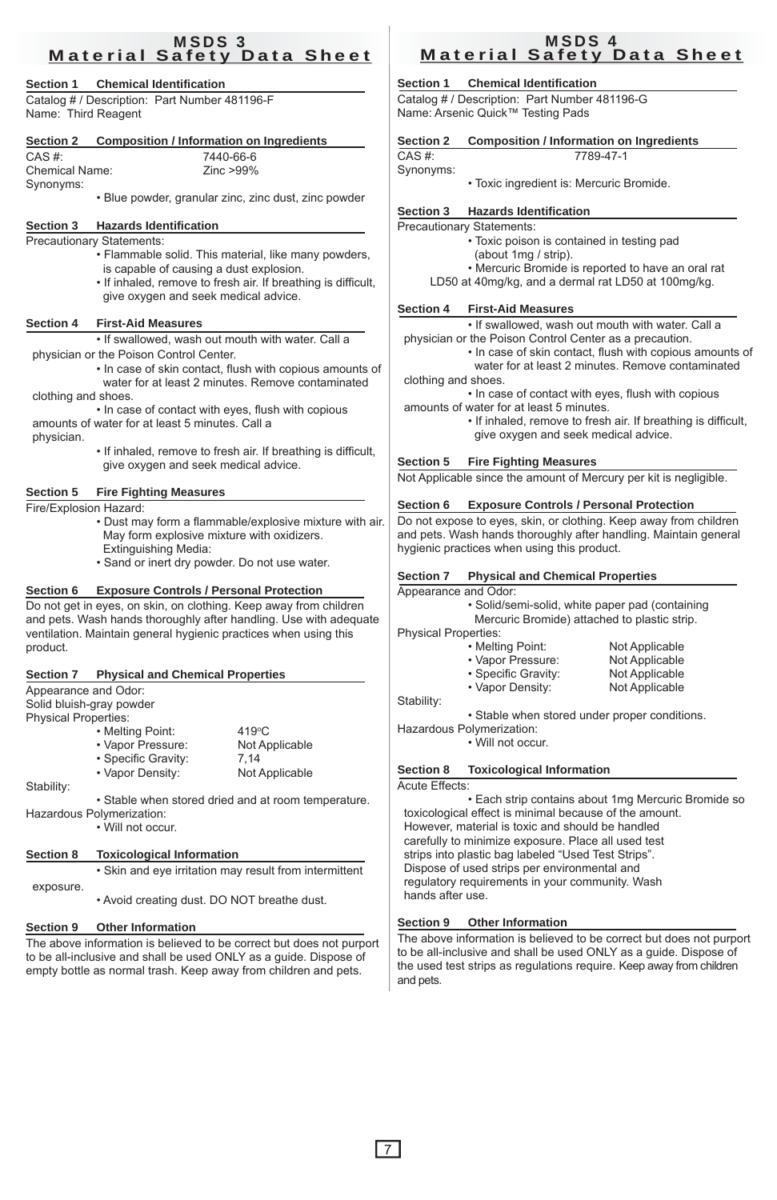# MSDS 3
## Material Safety Data Sheet

### Section 1 Chemical Identification

Catalog # / Description: Part Number 481196-F
Name: Third Reagent

### Section 2 Composition / Information on Ingredients

CAS #: 7440-66-6
Chemical Name: Zinc >99%
Synonyms:

- Blue powder, granular zinc, zinc dust, zinc powder

### Section 3 Hazards Identification

Precautionary Statements:

- Flammable solid. This material, like many powders, is capable of causing a dust explosion.
- If inhaled, remove to fresh air. If breathing is difficult, give oxygen and seek medical advice.

### Section 4 First-Aid Measures

- If swallowed, wash out mouth with water. Call a physician or the Poison Control Center.
- In case of skin contact, flush with copious amounts of water for at least 2 minutes. Remove contaminated clothing and shoes.
- In case of contact with eyes, flush with copious amounts of water for at least 5 minutes. Call a physician.
- If inhaled, remove to fresh air. If breathing is difficult, give oxygen and seek medical advice.

### Section 5 Fire Fighting Measures

Fire/Explosion Hazard:

- Dust may form a flammable/explosive mixture with air. May form explosive mixture with oxidizers.
  Extinguishing Media:
- Sand or inert dry powder. Do not use water.

### Section 6 Exposure Controls / Personal Protection

Do not get in eyes, on skin, on clothing. Keep away from children and pets. Wash hands thoroughly after handling. Use with adequate ventilation. Maintain general hygienic practices when using this product.

### Section 7 Physical and Chemical Properties

Appearance and Odor:
Solid bluish-gray powder
Physical Properties:

- Melting Point: 419°C
- Vapor Pressure: Not Applicable
- Specific Gravity: 7,14
- Vapor Density: Not Applicable

Stability:

- Stable when stored dried and at room temperature.

Hazardous Polymerization:

- Will not occur.

### Section 8 Toxicological Information

- Skin and eye irritation may result from intermittent exposure.
- Avoid creating dust. DO NOT breathe dust.

### Section 9 Other Information

The above information is believed to be correct but does not purport to be all-inclusive and shall be used ONLY as a guide. Dispose of empty bottle as normal trash. Keep away from children and pets.

# MSDS 4
## Material Safety Data Sheet

### Section 1 Chemical Identification

Catalog # / Description: Part Number 481196-G
Name: Arsenic Quick™ Testing Pads

### Section 2 Composition / Information on Ingredients

CAS #: 7789-47-1
Synonyms:

- Toxic ingredient is: Mercuric Bromide.

### Section 3 Hazards Identification

Precautionary Statements:

- Toxic poison is contained in testing pad (about 1mg / strip).
- Mercuric Bromide is reported to have an oral rat LD50 at 40mg/kg, and a dermal rat LD50 at 100mg/kg.

### Section 4 First-Aid Measures

- If swallowed, wash out mouth with water. Call a physician or the Poison Control Center as a precaution.
- In case of skin contact, flush with copious amounts of water for at least 2 minutes. Remove contaminated clothing and shoes.
- In case of contact with eyes, flush with copious amounts of water for at least 5 minutes.
- If inhaled, remove to fresh air. If breathing is difficult, give oxygen and seek medical advice.

### Section 5 Fire Fighting Measures

Not Applicable since the amount of Mercury per kit is negligible.

### Section 6 Exposure Controls / Personal Protection

Do not expose to eyes, skin, or clothing. Keep away from children and pets. Wash hands thoroughly after handling. Maintain general hygienic practices when using this product.

### Section 7 Physical and Chemical Properties

Appearance and Odor:

- Solid/semi-solid, white paper pad (containing Mercuric Bromide) attached to plastic strip.

Physical Properties:

- Melting Point: Not Applicable
- Vapor Pressure: Not Applicable
- Specific Gravity: Not Applicable
- Vapor Density: Not Applicable

Stability:

- Stable when stored under proper conditions.

Hazardous Polymerization:

- Will not occur.

### Section 8 Toxicological Information

Acute Effects:

- Each strip contains about 1mg Mercuric Bromide so toxicological effect is minimal because of the amount. However, material is toxic and should be handled carefully to minimize exposure. Place all used test strips into plastic bag labeled "Used Test Strips". Dispose of used strips per environmental and regulatory requirements in your community. Wash hands after use.

### Section 9 Other Information

The above information is believed to be correct but does not purport to be all-inclusive and shall be used ONLY as a guide. Dispose of the used test strips as regulations require. Keep away from children and pets.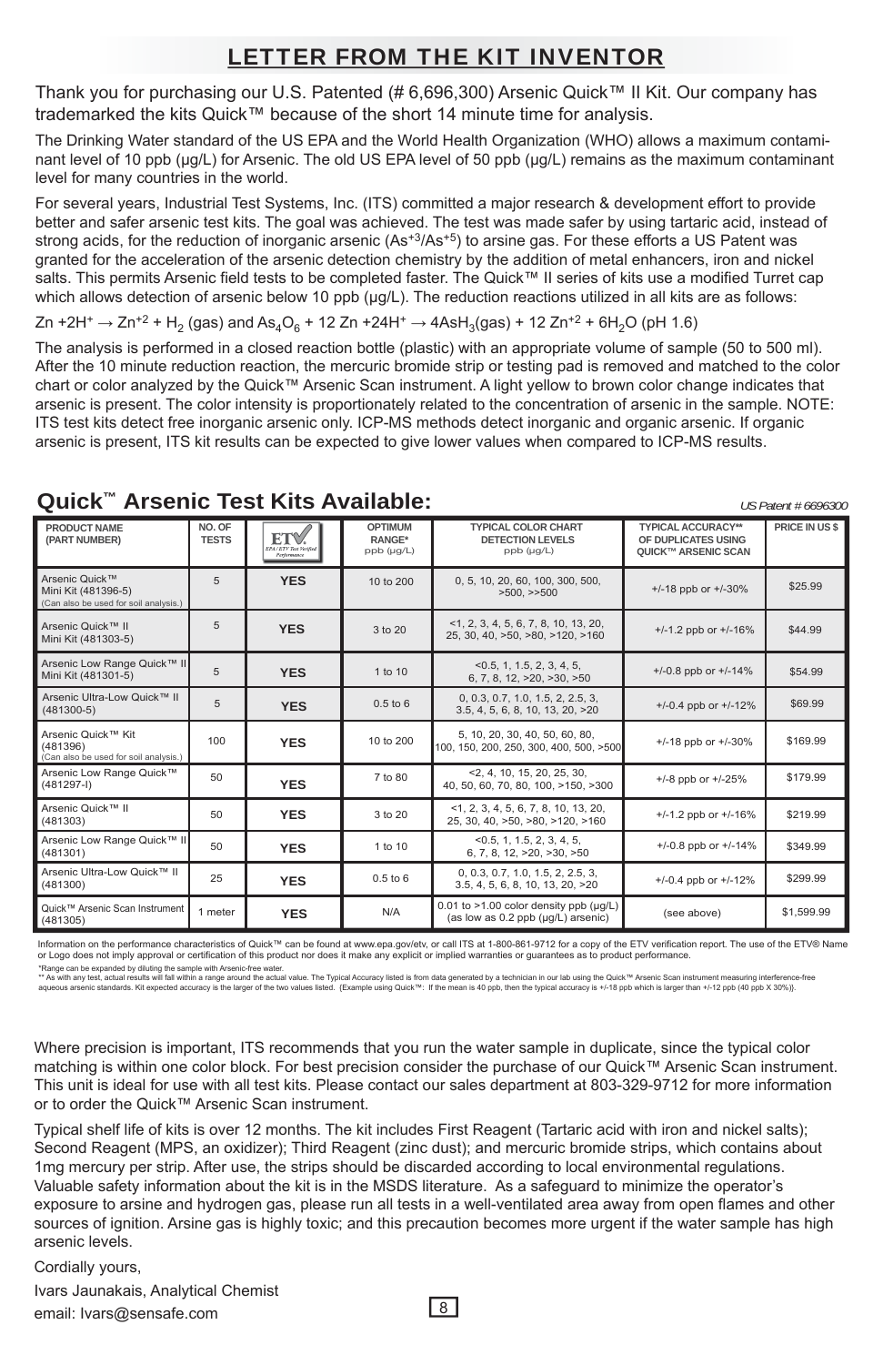# LETTER FROM THE KIT INVENTOR

Thank you for purchasing our U.S. Patented (# 6,696,300) Arsenic Quick™ II Kit. Our company has trademarked the kits Quick™ because of the short 14 minute time for analysis.

The Drinking Water standard of the US EPA and the World Health Organization (WHO) allows a maximum contaminant level of 10 ppb (µg/L) for Arsenic. The old US EPA level of 50 ppb (µg/L) remains as the maximum contaminant level for many countries in the world.

For several years, Industrial Test Systems, Inc. (ITS) committed a major research & development effort to provide better and safer arsenic test kits. The goal was achieved. The test was made safer by using tartaric acid, instead of strong acids, for the reduction of inorganic arsenic ($As^{+3}/As^{+5}$) to arsine gas. For these efforts a US Patent was granted for the acceleration of the arsenic detection chemistry by the addition of metal enhancers, iron and nickel salts. This permits Arsenic field tests to be completed faster. The Quick™ II series of kits use a modified Turret cap which allows detection of arsenic below 10 ppb (µg/L). The reduction reactions utilized in all kits are as follows:

$Zn + 2H^{+} \rightarrow Zn^{+2} + H_2$ (gas) and $As_4O_6 + 12\ Zn + 24H^{+} \rightarrow 4AsH_3$(gas) $+ 12\ Zn^{+2} + 6H_2O$ (pH 1.6)

The analysis is performed in a closed reaction bottle (plastic) with an appropriate volume of sample (50 to 500 ml). After the 10 minute reduction reaction, the mercuric bromide strip or testing pad is removed and matched to the color chart or color analyzed by the Quick™ Arsenic Scan instrument. A light yellow to brown color change indicates that arsenic is present. The color intensity is proportionately related to the concentration of arsenic in the sample. NOTE: ITS test kits detect free inorganic arsenic only. ICP-MS methods detect inorganic and organic arsenic. If organic arsenic is present, ITS kit results can be expected to give lower values when compared to ICP-MS results.

## Quick™ Arsenic Test Kits Available:

*US Patent # 6696300*

| PRODUCT NAME (PART NUMBER) | NO. OF TESTS | ETV (EPA/ETV Test Verified Performance) | OPTIMUM RANGE* ppb (µg/L) | TYPICAL COLOR CHART DETECTION LEVELS ppb (µg/L) | TYPICAL ACCURACY** OF DUPLICATES USING QUICK™ ARSENIC SCAN | PRICE IN US $ |
|---|---|---|---|---|---|---|
| Arsenic Quick™ Mini Kit (481396-5) (Can also be used for soil analysis.) | 5 | YES | 10 to 200 | 0, 5, 10, 20, 60, 100, 300, 500, >500, >>500 | +/-18 ppb or +/-30% | $25.99 |
| Arsenic Quick™ II Mini Kit (481303-5) | 5 | YES | 3 to 20 | <1, 2, 3, 4, 5, 6, 7, 8, 10, 13, 20, 25, 30, 40, >50, >80, >120, >160 | +/-1.2 ppb or +/-16% | $44.99 |
| Arsenic Low Range Quick™ II Mini Kit (481301-5) | 5 | YES | 1 to 10 | <0.5, 1, 1.5, 2, 3, 4, 5, 6, 7, 8, 12, >20, >30, >50 | +/-0.8 ppb or +/-14% | $54.99 |
| Arsenic Ultra-Low Quick™ II (481300-5) | 5 | YES | 0.5 to 6 | 0, 0.3, 0.7, 1.0, 1.5, 2, 2.5, 3, 3.5, 4, 5, 6, 8, 10, 13, 20, >20 | +/-0.4 ppb or +/-12% | $69.99 |
| Arsenic Quick™ Kit (481396) (Can also be used for soil analysis.) | 100 | YES | 10 to 200 | 5, 10, 20, 30, 40, 50, 60, 80, 100, 150, 200, 250, 300, 400, 500, >500 | +/-18 ppb or +/-30% | $169.99 |
| Arsenic Low Range Quick™ (481297-I) | 50 | YES | 7 to 80 | <2, 4, 10, 15, 20, 25, 30, 40, 50, 60, 70, 80, 100, >150, >300 | +/-8 ppb or +/-25% | $179.99 |
| Arsenic Quick™ II (481303) | 50 | YES | 3 to 20 | <1, 2, 3, 4, 5, 6, 7, 8, 10, 13, 20, 25, 30, 40, >50, >80, >120, >160 | +/-1.2 ppb or +/-16% | $219.99 |
| Arsenic Low Range Quick™ II (481301) | 50 | YES | 1 to 10 | <0.5, 1, 1.5, 2, 3, 4, 5, 6, 7, 8, 12, >20, >30, >50 | +/-0.8 ppb or +/-14% | $349.99 |
| Arsenic Ultra-Low Quick™ II (481300) | 25 | YES | 0.5 to 6 | 0, 0.3, 0.7, 1.0, 1.5, 2, 2.5, 3, 3.5, 4, 5, 6, 8, 10, 13, 20, >20 | +/-0.4 ppb or +/-12% | $299.99 |
| Quick™ Arsenic Scan Instrument (481305) | 1 meter | YES | N/A | 0.01 to >1.00 color density ppb (µg/L) (as low as 0.2 ppb (µg/L) arsenic) | (see above) | $1,599.99 |

Information on the performance characteristics of Quick™ can be found at www.epa.gov/etv, or call ITS at 1-800-861-9712 for a copy of the ETV verification report. The use of the ETV® Name or Logo does not imply approval or certification of this product nor does it make any explicit or implied warranties or guarantees as to product performance.

*Range can be expanded by diluting the sample with Arsenic-free water.

** As with any test, actual results will fall within a range around the actual value. The Typical Accuracy listed is from data generated by a technician in our lab using the Quick™ Arsenic Scan instrument measuring interference-free aqueous arsenic standards. Kit expected accuracy is the larger of the two values listed. {Example using Quick™: If the mean is 40 ppb, then the typical accuracy is +/-18 ppb which is larger than +/-12 ppb (40 ppb X 30%)}.

Where precision is important, ITS recommends that you run the water sample in duplicate, since the typical color matching is within one color block. For best precision consider the purchase of our Quick™ Arsenic Scan instrument. This unit is ideal for use with all test kits. Please contact our sales department at 803-329-9712 for more information or to order the Quick™ Arsenic Scan instrument.

Typical shelf life of kits is over 12 months. The kit includes First Reagent (Tartaric acid with iron and nickel salts); Second Reagent (MPS, an oxidizer); Third Reagent (zinc dust); and mercuric bromide strips, which contains about 1mg mercury per strip. After use, the strips should be discarded according to local environmental regulations. Valuable safety information about the kit is in the MSDS literature. As a safeguard to minimize the operator's exposure to arsine and hydrogen gas, please run all tests in a well-ventilated area away from open flames and other sources of ignition. Arsine gas is highly toxic; and this precaution becomes more urgent if the water sample has high arsenic levels.

Cordially yours,

Ivars Jaunakais, Analytical Chemist

email: Ivars@sensafe.com